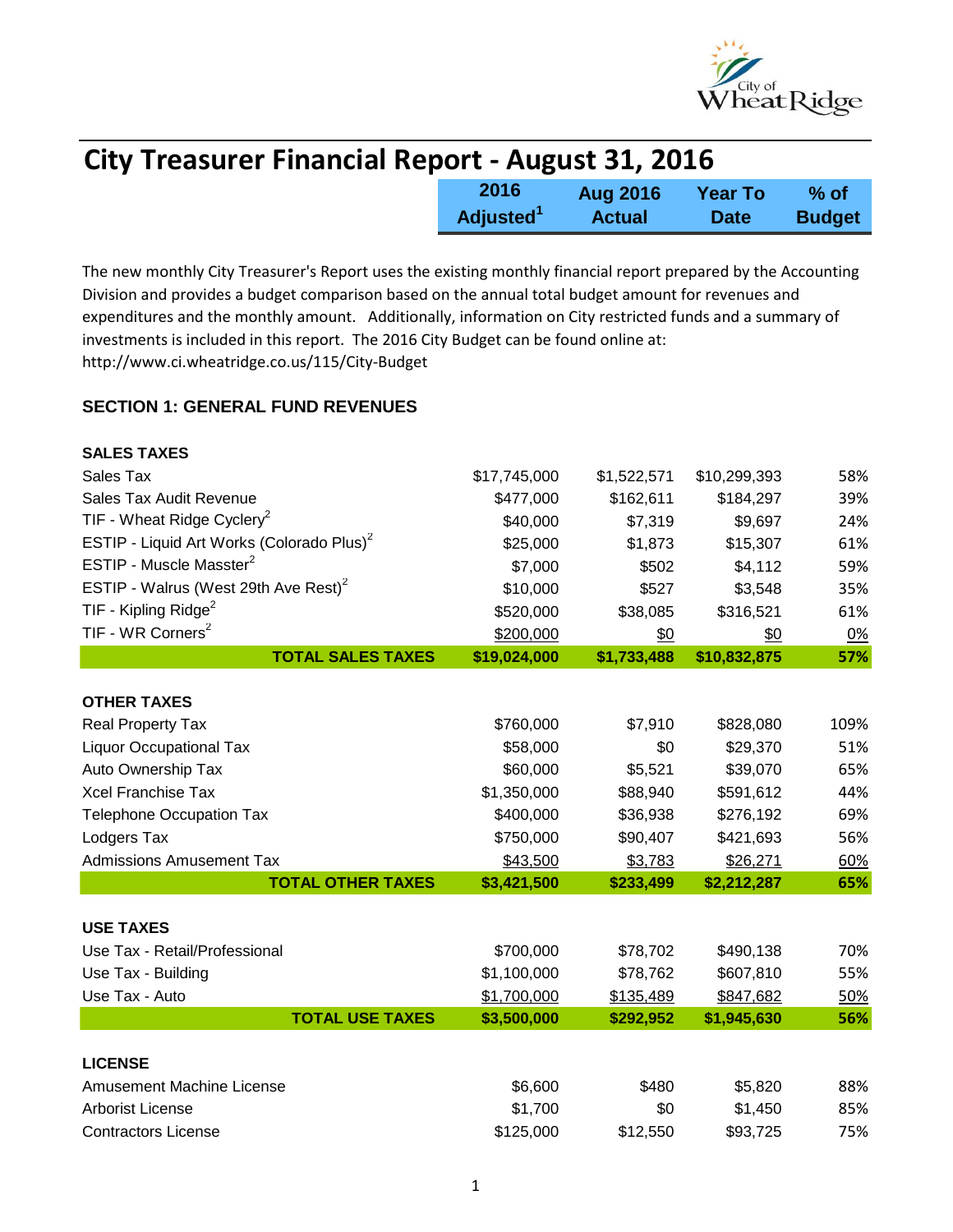# City Treasurer Financial Report - August 31, 2016

The new monthly City Treasurer's Report uses the existing monthly financial report prepared by the Accounting Division and provides a budget comparison based on the annual total budget amount for revenues and expenditures and the monthly amount. Additionally, information on City restricted funds and a summary of investments is included in this report. The 2016 City Budget can be found online at: http://www.ci.wheatridge.co.us/115/City-Budget

## SECTION 1: GENERAL FUND REVENUES

| | 2016 Adjusted[1] | Aug 2016 Actual | Year To Date | % of Budget |
|---|---|---|---|---|
| **SALES TAXES** | | | | |
| Sales Tax | $17,745,000 | $1,522,571 | $10,299,393 | 58% |
| Sales Tax Audit Revenue | $477,000 | $162,611 | $184,297 | 39% |
| TIF - Wheat Ridge Cyclery[2] | $40,000 | $7,319 | $9,697 | 24% |
| ESTIP - Liquid Art Works (Colorado Plus)[2] | $25,000 | $1,873 | $15,307 | 61% |
| ESTIP - Muscle Masster[2] | $7,000 | $502 | $4,112 | 59% |
| ESTIP - Walrus (West 29th Ave Rest)[2] | $10,000 | $527 | $3,548 | 35% |
| TIF - Kipling Ridge[2] | $520,000 | $38,085 | $316,521 | 61% |
| TIF - WR Corners[2] | $200,000 | $0 | $0 | 0% |
| **TOTAL SALES TAXES** | **$19,024,000** | **$1,733,488** | **$10,832,875** | **57%** |
| **OTHER TAXES** | | | | |
| Real Property Tax | $760,000 | $7,910 | $828,080 | 109% |
| Liquor Occupational Tax | $58,000 | $0 | $29,370 | 51% |
| Auto Ownership Tax | $60,000 | $5,521 | $39,070 | 65% |
| Xcel Franchise Tax | $1,350,000 | $88,940 | $591,612 | 44% |
| Telephone Occupation Tax | $400,000 | $36,938 | $276,192 | 69% |
| Lodgers Tax | $750,000 | $90,407 | $421,693 | 56% |
| Admissions Amusement Tax | $43,500 | $3,783 | $26,271 | 60% |
| **TOTAL OTHER TAXES** | **$3,421,500** | **$233,499** | **$2,212,287** | **65%** |
| **USE TAXES** | | | | |
| Use Tax - Retail/Professional | $700,000 | $78,702 | $490,138 | 70% |
| Use Tax - Building | $1,100,000 | $78,762 | $607,810 | 55% |
| Use Tax - Auto | $1,700,000 | $135,489 | $847,682 | 50% |
| **TOTAL USE TAXES** | **$3,500,000** | **$292,952** | **$1,945,630** | **56%** |
| **LICENSE** | | | | |
| Amusement Machine License | $6,600 | $480 | $5,820 | 88% |
| Arborist License | $1,700 | $0 | $1,450 | 85% |
| Contractors License | $125,000 | $12,550 | $93,725 | 75% |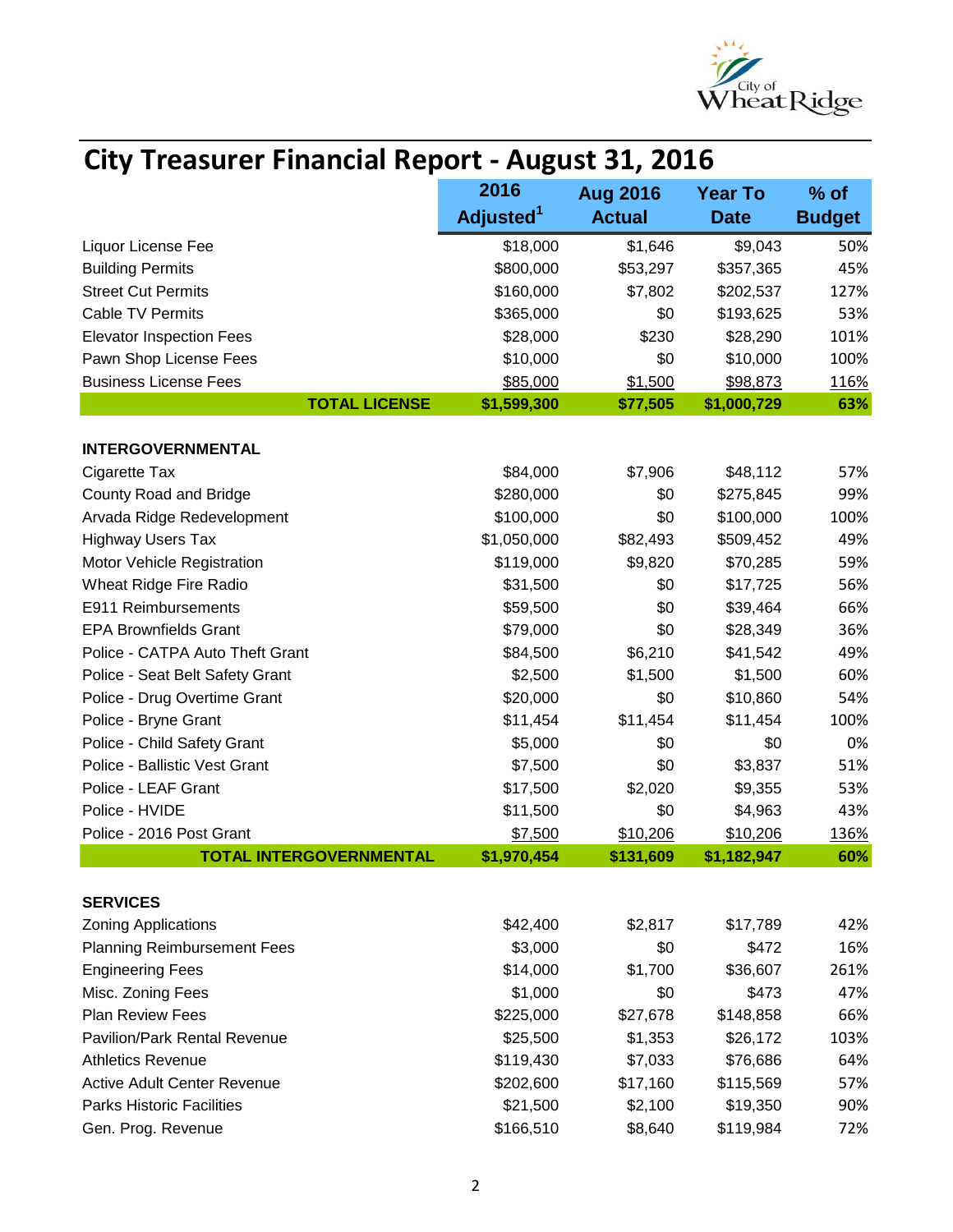# City Treasurer Financial Report - August 31, 2016

| | 2016 Adjusted[1] | Aug 2016 Actual | Year To Date | % of Budget |
|---|---|---|---|---|
| Liquor License Fee | $18,000 | $1,646 | $9,043 | 50% |
| Building Permits | $800,000 | $53,297 | $357,365 | 45% |
| Street Cut Permits | $160,000 | $7,802 | $202,537 | 127% |
| Cable TV Permits | $365,000 | $0 | $193,625 | 53% |
| Elevator Inspection Fees | $28,000 | $230 | $28,290 | 101% |
| Pawn Shop License Fees | $10,000 | $0 | $10,000 | 100% |
| Business License Fees | $85,000 | $1,500 | $98,873 | 116% |
| **TOTAL LICENSE** | **$1,599,300** | **$77,505** | **$1,000,729** | **63%** |
| | | | | |
| **INTERGOVERNMENTAL** | | | | |
| Cigarette Tax | $84,000 | $7,906 | $48,112 | 57% |
| County Road and Bridge | $280,000 | $0 | $275,845 | 99% |
| Arvada Ridge Redevelopment | $100,000 | $0 | $100,000 | 100% |
| Highway Users Tax | $1,050,000 | $82,493 | $509,452 | 49% |
| Motor Vehicle Registration | $119,000 | $9,820 | $70,285 | 59% |
| Wheat Ridge Fire Radio | $31,500 | $0 | $17,725 | 56% |
| E911 Reimbursements | $59,500 | $0 | $39,464 | 66% |
| EPA Brownfields Grant | $79,000 | $0 | $28,349 | 36% |
| Police - CATPA Auto Theft Grant | $84,500 | $6,210 | $41,542 | 49% |
| Police - Seat Belt Safety Grant | $2,500 | $1,500 | $1,500 | 60% |
| Police - Drug Overtime Grant | $20,000 | $0 | $10,860 | 54% |
| Police - Bryne Grant | $11,454 | $11,454 | $11,454 | 100% |
| Police - Child Safety Grant | $5,000 | $0 | $0 | 0% |
| Police - Ballistic Vest Grant | $7,500 | $0 | $3,837 | 51% |
| Police - LEAF Grant | $17,500 | $2,020 | $9,355 | 53% |
| Police - HVIDE | $11,500 | $0 | $4,963 | 43% |
| Police - 2016 Post Grant | $7,500 | $10,206 | $10,206 | 136% |
| **TOTAL INTERGOVERNMENTAL** | **$1,970,454** | **$131,609** | **$1,182,947** | **60%** |
| | | | | |
| **SERVICES** | | | | |
| Zoning Applications | $42,400 | $2,817 | $17,789 | 42% |
| Planning Reimbursement Fees | $3,000 | $0 | $472 | 16% |
| Engineering Fees | $14,000 | $1,700 | $36,607 | 261% |
| Misc. Zoning Fees | $1,000 | $0 | $473 | 47% |
| Plan Review Fees | $225,000 | $27,678 | $148,858 | 66% |
| Pavilion/Park Rental Revenue | $25,500 | $1,353 | $26,172 | 103% |
| Athletics Revenue | $119,430 | $7,033 | $76,686 | 64% |
| Active Adult Center Revenue | $202,600 | $17,160 | $115,569 | 57% |
| Parks Historic Facilities | $21,500 | $2,100 | $19,350 | 90% |
| Gen. Prog. Revenue | $166,510 | $8,640 | $119,984 | 72% |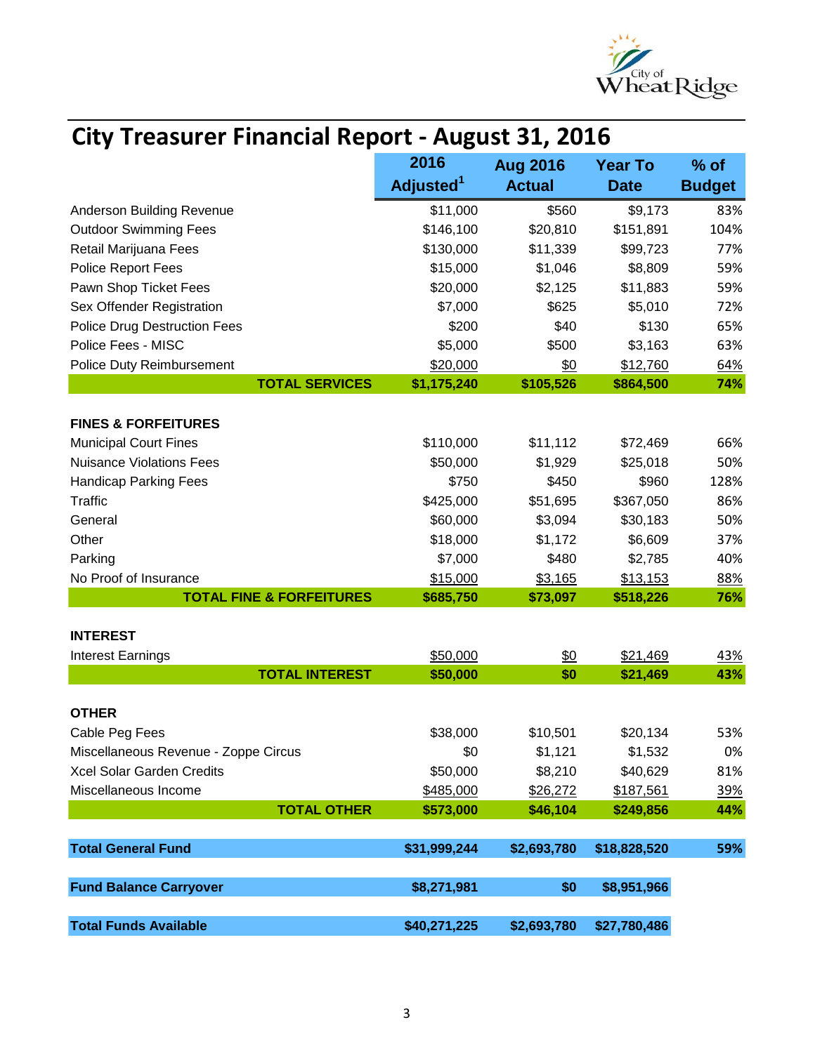# City Treasurer Financial Report - August 31, 2016

| | 2016 Adjusted[1] | Aug 2016 Actual | Year To Date | % of Budget |
|---|---|---|---|---|
| Anderson Building Revenue | $11,000 | $560 | $9,173 | 83% |
| Outdoor Swimming Fees | $146,100 | $20,810 | $151,891 | 104% |
| Retail Marijuana Fees | $130,000 | $11,339 | $99,723 | 77% |
| Police Report Fees | $15,000 | $1,046 | $8,809 | 59% |
| Pawn Shop Ticket Fees | $20,000 | $2,125 | $11,883 | 59% |
| Sex Offender Registration | $7,000 | $625 | $5,010 | 72% |
| Police Drug Destruction Fees | $200 | $40 | $130 | 65% |
| Police Fees - MISC | $5,000 | $500 | $3,163 | 63% |
| Police Duty Reimbursement | $20,000 | $0 | $12,760 | 64% |
| **TOTAL SERVICES** | **$1,175,240** | **$105,526** | **$864,500** | **74%** |
| | | | | |
| **FINES & FORFEITURES** | | | | |
| Municipal Court Fines | $110,000 | $11,112 | $72,469 | 66% |
| Nuisance Violations Fees | $50,000 | $1,929 | $25,018 | 50% |
| Handicap Parking Fees | $750 | $450 | $960 | 128% |
| Traffic | $425,000 | $51,695 | $367,050 | 86% |
| General | $60,000 | $3,094 | $30,183 | 50% |
| Other | $18,000 | $1,172 | $6,609 | 37% |
| Parking | $7,000 | $480 | $2,785 | 40% |
| No Proof of Insurance | $15,000 | $3,165 | $13,153 | 88% |
| **TOTAL FINE & FORFEITURES** | **$685,750** | **$73,097** | **$518,226** | **76%** |
| | | | | |
| **INTEREST** | | | | |
| Interest Earnings | $50,000 | $0 | $21,469 | 43% |
| **TOTAL INTEREST** | **$50,000** | **$0** | **$21,469** | **43%** |
| | | | | |
| **OTHER** | | | | |
| Cable Peg Fees | $38,000 | $10,501 | $20,134 | 53% |
| Miscellaneous Revenue - Zoppe Circus | $0 | $1,121 | $1,532 | 0% |
| Xcel Solar Garden Credits | $50,000 | $8,210 | $40,629 | 81% |
| Miscellaneous Income | $485,000 | $26,272 | $187,561 | 39% |
| **TOTAL OTHER** | **$573,000** | **$46,104** | **$249,856** | **44%** |
| | | | | |
| **Total General Fund** | **$31,999,244** | **$2,693,780** | **$18,828,520** | **59%** |
| | | | | |
| **Fund Balance Carryover** | **$8,271,981** | **$0** | **$8,951,966** | |
| | | | | |
| **Total Funds Available** | **$40,271,225** | **$2,693,780** | **$27,780,486** | |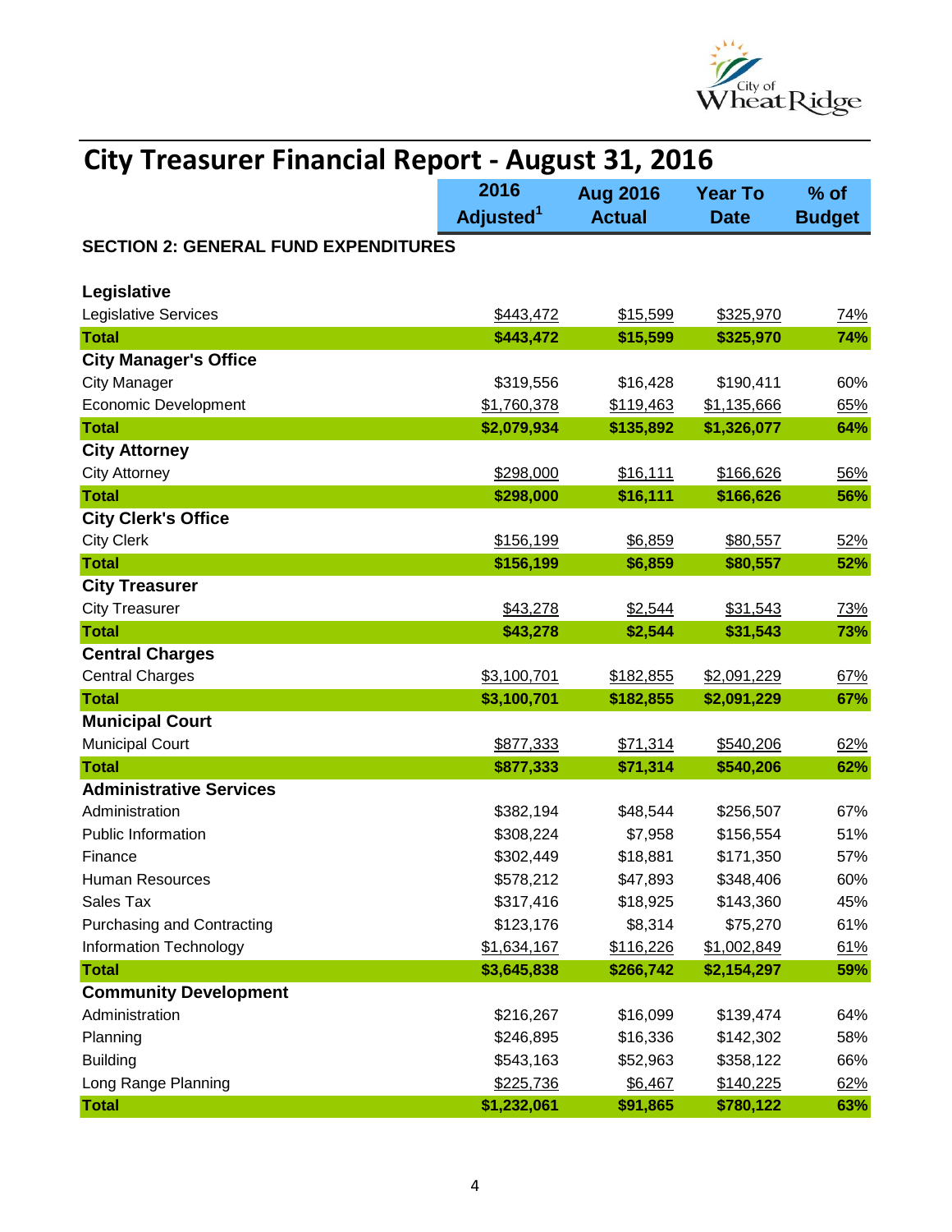# City Treasurer Financial Report - August 31, 2016

| | 2016 Adjusted[1] | Aug 2016 Actual | Year To Date | % of Budget |
|---|---|---|---|---|
| **SECTION 2: GENERAL FUND EXPENDITURES** | | | | |
| **Legislative** | | | | |
| Legislative Services | $443,472 | $15,599 | $325,970 | 74% |
| **Total** | **$443,472** | **$15,599** | **$325,970** | **74%** |
| **City Manager's Office** | | | | |
| City Manager | $319,556 | $16,428 | $190,411 | 60% |
| Economic Development | $1,760,378 | $119,463 | $1,135,666 | 65% |
| **Total** | **$2,079,934** | **$135,892** | **$1,326,077** | **64%** |
| **City Attorney** | | | | |
| City Attorney | $298,000 | $16,111 | $166,626 | 56% |
| **Total** | **$298,000** | **$16,111** | **$166,626** | **56%** |
| **City Clerk's Office** | | | | |
| City Clerk | $156,199 | $6,859 | $80,557 | 52% |
| **Total** | **$156,199** | **$6,859** | **$80,557** | **52%** |
| **City Treasurer** | | | | |
| City Treasurer | $43,278 | $2,544 | $31,543 | 73% |
| **Total** | **$43,278** | **$2,544** | **$31,543** | **73%** |
| **Central Charges** | | | | |
| Central Charges | $3,100,701 | $182,855 | $2,091,229 | 67% |
| **Total** | **$3,100,701** | **$182,855** | **$2,091,229** | **67%** |
| **Municipal Court** | | | | |
| Municipal Court | $877,333 | $71,314 | $540,206 | 62% |
| **Total** | **$877,333** | **$71,314** | **$540,206** | **62%** |
| **Administrative Services** | | | | |
| Administration | $382,194 | $48,544 | $256,507 | 67% |
| Public Information | $308,224 | $7,958 | $156,554 | 51% |
| Finance | $302,449 | $18,881 | $171,350 | 57% |
| Human Resources | $578,212 | $47,893 | $348,406 | 60% |
| Sales Tax | $317,416 | $18,925 | $143,360 | 45% |
| Purchasing and Contracting | $123,176 | $8,314 | $75,270 | 61% |
| Information Technology | $1,634,167 | $116,226 | $1,002,849 | 61% |
| **Total** | **$3,645,838** | **$266,742** | **$2,154,297** | **59%** |
| **Community Development** | | | | |
| Administration | $216,267 | $16,099 | $139,474 | 64% |
| Planning | $246,895 | $16,336 | $142,302 | 58% |
| Building | $543,163 | $52,963 | $358,122 | 66% |
| Long Range Planning | $225,736 | $6,467 | $140,225 | 62% |
| **Total** | **$1,232,061** | **$91,865** | **$780,122** | **63%** |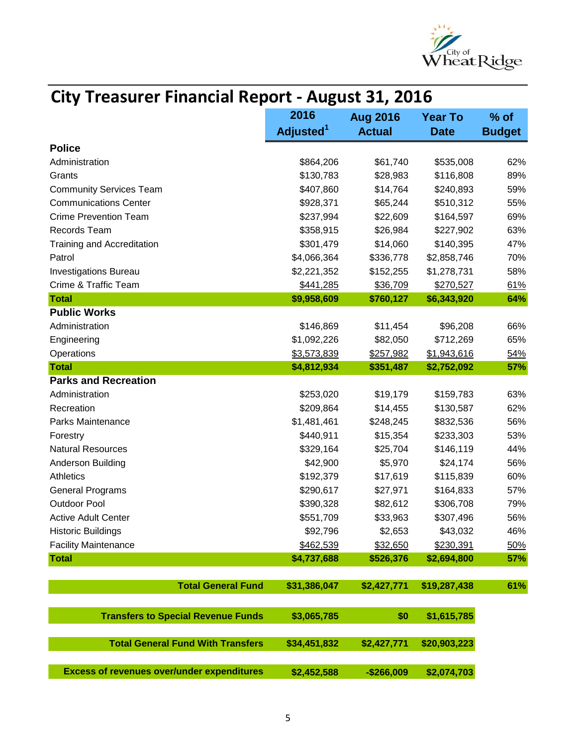# City Treasurer Financial Report - August 31, 2016

| | 2016 Adjusted[1] | Aug 2016 Actual | Year To Date | % of Budget |
|---|---|---|---|---|
| **Police** | | | | |
| Administration | $864,206 | $61,740 | $535,008 | 62% |
| Grants | $130,783 | $28,983 | $116,808 | 89% |
| Community Services Team | $407,860 | $14,764 | $240,893 | 59% |
| Communications Center | $928,371 | $65,244 | $510,312 | 55% |
| Crime Prevention Team | $237,994 | $22,609 | $164,597 | 69% |
| Records Team | $358,915 | $26,984 | $227,902 | 63% |
| Training and Accreditation | $301,479 | $14,060 | $140,395 | 47% |
| Patrol | $4,066,364 | $336,778 | $2,858,746 | 70% |
| Investigations Bureau | $2,221,352 | $152,255 | $1,278,731 | 58% |
| Crime & Traffic Team | $441,285 | $36,709 | $270,527 | 61% |
| **Total** | **$9,958,609** | **$760,127** | **$6,343,920** | **64%** |
| **Public Works** | | | | |
| Administration | $146,869 | $11,454 | $96,208 | 66% |
| Engineering | $1,092,226 | $82,050 | $712,269 | 65% |
| Operations | $3,573,839 | $257,982 | $1,943,616 | 54% |
| **Total** | **$4,812,934** | **$351,487** | **$2,752,092** | **57%** |
| **Parks and Recreation** | | | | |
| Administration | $253,020 | $19,179 | $159,783 | 63% |
| Recreation | $209,864 | $14,455 | $130,587 | 62% |
| Parks Maintenance | $1,481,461 | $248,245 | $832,536 | 56% |
| Forestry | $440,911 | $15,354 | $233,303 | 53% |
| Natural Resources | $329,164 | $25,704 | $146,119 | 44% |
| Anderson Building | $42,900 | $5,970 | $24,174 | 56% |
| Athletics | $192,379 | $17,619 | $115,839 | 60% |
| General Programs | $290,617 | $27,971 | $164,833 | 57% |
| Outdoor Pool | $390,328 | $82,612 | $306,708 | 79% |
| Active Adult Center | $551,709 | $33,963 | $307,496 | 56% |
| Historic Buildings | $92,796 | $2,653 | $43,032 | 46% |
| Facility Maintenance | $462,539 | $32,650 | $230,391 | 50% |
| **Total** | **$4,737,688** | **$526,376** | **$2,694,800** | **57%** |
| **Total General Fund** | **$31,386,047** | **$2,427,771** | **$19,287,438** | **61%** |
| **Transfers to Special Revenue Funds** | **$3,065,785** | **$0** | **$1,615,785** | |
| **Total General Fund With Transfers** | **$34,451,832** | **$2,427,771** | **$20,903,223** | |
| **Excess of revenues over/under expenditures** | **$2,452,588** | **-$266,009** | **$2,074,703** | |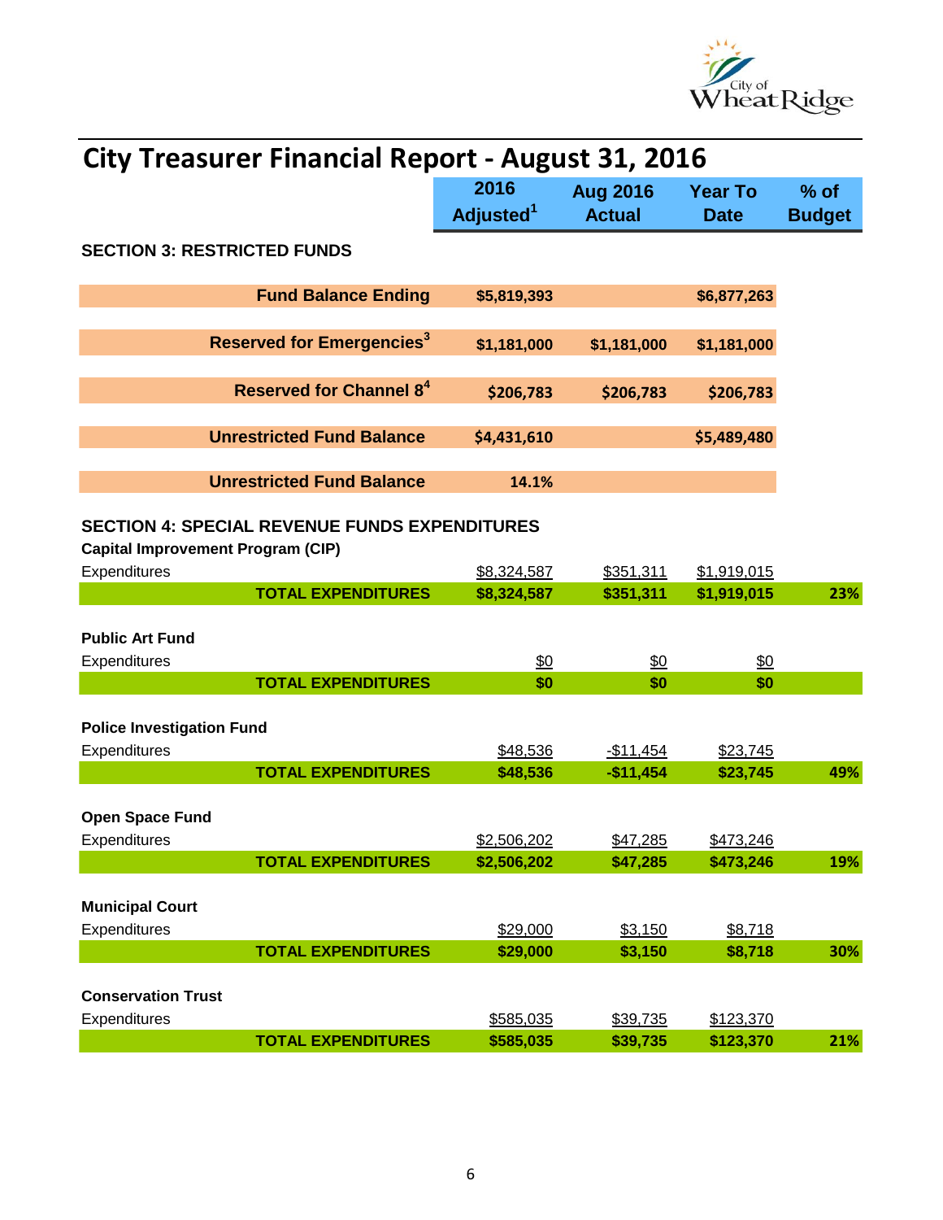# City Treasurer Financial Report - August 31, 2016

| | 2016 Adjusted[1] | Aug 2016 Actual | Year To Date | % of Budget |
|---|---|---|---|---|
| **SECTION 3: RESTRICTED FUNDS** | | | | |
| **Fund Balance Ending** | $5,819,393 | | $6,877,263 | |
| **Reserved for Emergencies[3]** | $1,181,000 | $1,181,000 | $1,181,000 | |
| **Reserved for Channel 8[4]** | $206,783 | $206,783 | $206,783 | |
| **Unrestricted Fund Balance** | $4,431,610 | | $5,489,480 | |
| **Unrestricted Fund Balance** | 14.1% | | | |
| **SECTION 4: SPECIAL REVENUE FUNDS EXPENDITURES** | | | | |
| **Capital Improvement Program (CIP)** | | | | |
| Expenditures | $8,324,587 | $351,311 | $1,919,015 | |
| **TOTAL EXPENDITURES** | $8,324,587 | $351,311 | $1,919,015 | 23% |
| **Public Art Fund** | | | | |
| Expenditures | $0 | $0 | $0 | |
| **TOTAL EXPENDITURES** | $0 | $0 | $0 | |
| **Police Investigation Fund** | | | | |
| Expenditures | $48,536 | -$11,454 | $23,745 | |
| **TOTAL EXPENDITURES** | $48,536 | -$11,454 | $23,745 | 49% |
| **Open Space Fund** | | | | |
| Expenditures | $2,506,202 | $47,285 | $473,246 | |
| **TOTAL EXPENDITURES** | $2,506,202 | $47,285 | $473,246 | 19% |
| **Municipal Court** | | | | |
| Expenditures | $29,000 | $3,150 | $8,718 | |
| **TOTAL EXPENDITURES** | $29,000 | $3,150 | $8,718 | 30% |
| **Conservation Trust** | | | | |
| Expenditures | $585,035 | $39,735 | $123,370 | |
| **TOTAL EXPENDITURES** | $585,035 | $39,735 | $123,370 | 21% |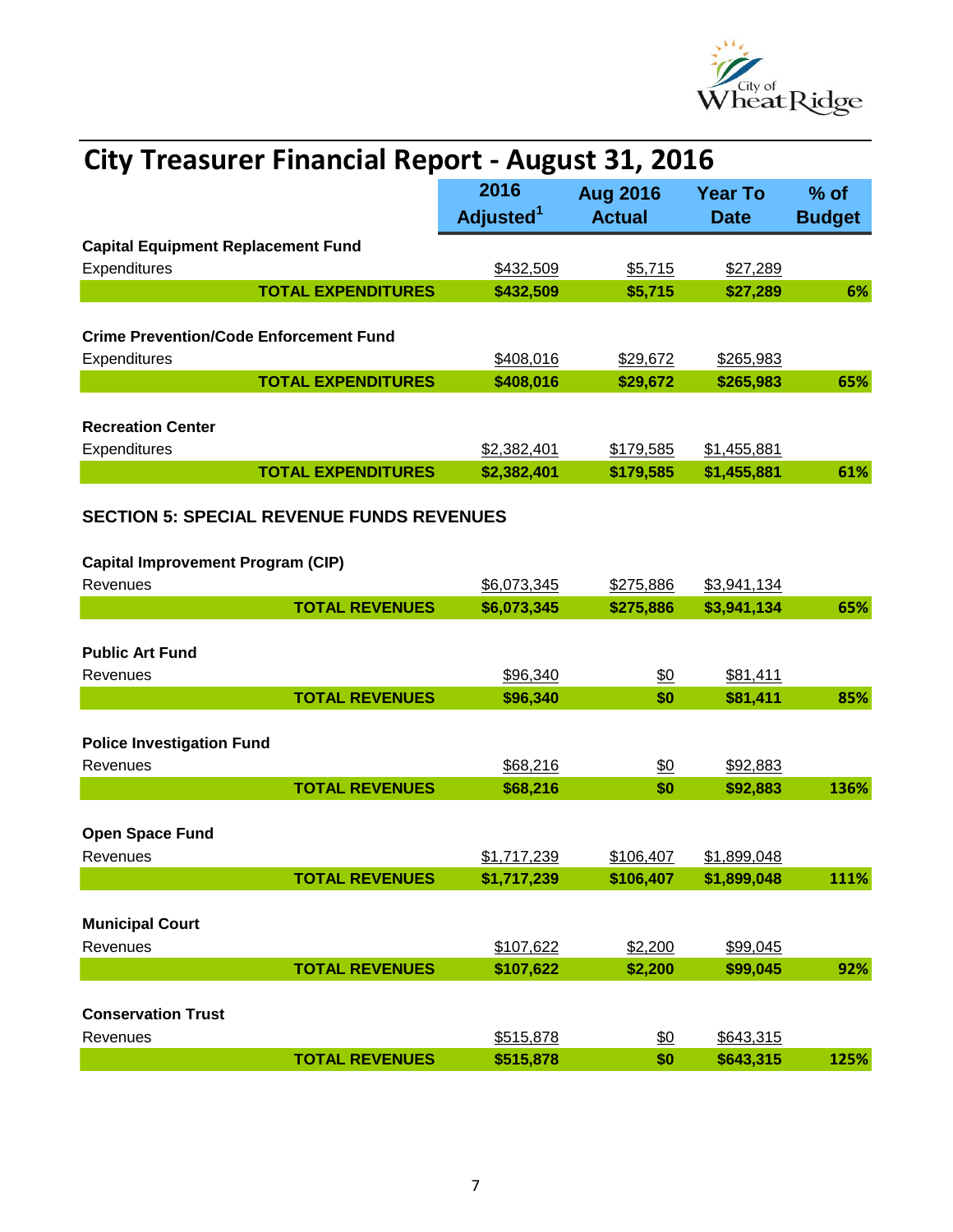# City Treasurer Financial Report - August 31, 2016

| | 2016 Adjusted[1] | Aug 2016 Actual | Year To Date | % of Budget |
|---|---|---|---|---|
| **Capital Equipment Replacement Fund** | | | | |
| Expenditures | $432,509 | $5,715 | $27,289 | |
| **TOTAL EXPENDITURES** | **$432,509** | **$5,715** | **$27,289** | **6%** |
| **Crime Prevention/Code Enforcement Fund** | | | | |
| Expenditures | $408,016 | $29,672 | $265,983 | |
| **TOTAL EXPENDITURES** | **$408,016** | **$29,672** | **$265,983** | **65%** |
| **Recreation Center** | | | | |
| Expenditures | $2,382,401 | $179,585 | $1,455,881 | |
| **TOTAL EXPENDITURES** | **$2,382,401** | **$179,585** | **$1,455,881** | **61%** |

**SECTION 5: SPECIAL REVENUE FUNDS REVENUES**

| | 2016 Adjusted[1] | Aug 2016 Actual | Year To Date | % of Budget |
|---|---|---|---|---|
| **Capital Improvement Program (CIP)** | | | | |
| Revenues | $6,073,345 | $275,886 | $3,941,134 | |
| **TOTAL REVENUES** | **$6,073,345** | **$275,886** | **$3,941,134** | **65%** |
| **Public Art Fund** | | | | |
| Revenues | $96,340 | $0 | $81,411 | |
| **TOTAL REVENUES** | **$96,340** | **$0** | **$81,411** | **85%** |
| **Police Investigation Fund** | | | | |
| Revenues | $68,216 | $0 | $92,883 | |
| **TOTAL REVENUES** | **$68,216** | **$0** | **$92,883** | **136%** |
| **Open Space Fund** | | | | |
| Revenues | $1,717,239 | $106,407 | $1,899,048 | |
| **TOTAL REVENUES** | **$1,717,239** | **$106,407** | **$1,899,048** | **111%** |
| **Municipal Court** | | | | |
| Revenues | $107,622 | $2,200 | $99,045 | |
| **TOTAL REVENUES** | **$107,622** | **$2,200** | **$99,045** | **92%** |
| **Conservation Trust** | | | | |
| Revenues | $515,878 | $0 | $643,315 | |
| **TOTAL REVENUES** | **$515,878** | **$0** | **$643,315** | **125%** |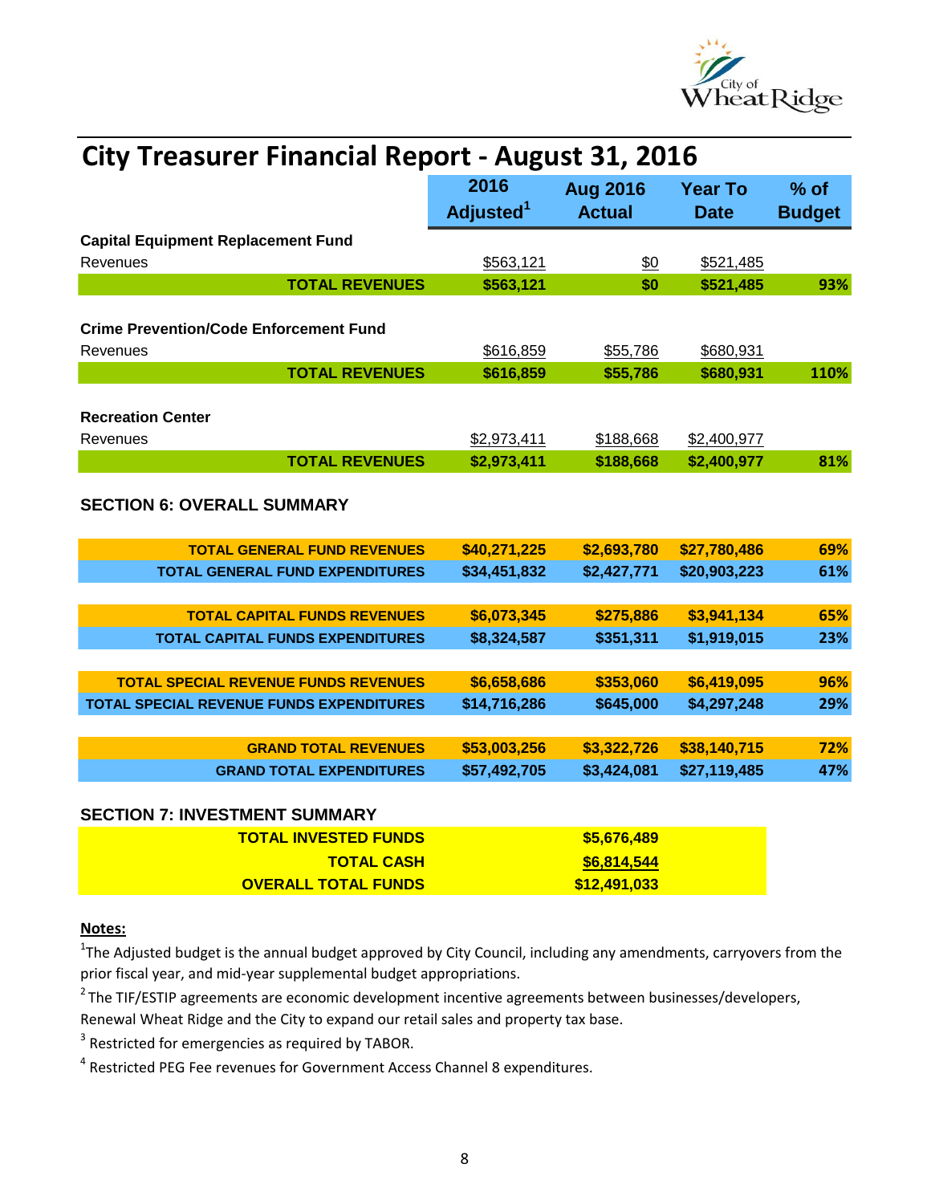# City Treasurer Financial Report - August 31, 2016

| | 2016 Adjusted[1] | Aug 2016 Actual | Year To Date | % of Budget |
|---|---|---|---|---|
| **Capital Equipment Replacement Fund** | | | | |
| Revenues | $563,121 | $0 | $521,485 | |
| **TOTAL REVENUES** | **$563,121** | **$0** | **$521,485** | **93%** |
| **Crime Prevention/Code Enforcement Fund** | | | | |
| Revenues | $616,859 | $55,786 | $680,931 | |
| **TOTAL REVENUES** | **$616,859** | **$55,786** | **$680,931** | **110%** |
| **Recreation Center** | | | | |
| Revenues | $2,973,411 | $188,668 | $2,400,977 | |
| **TOTAL REVENUES** | **$2,973,411** | **$188,668** | **$2,400,977** | **81%** |

## SECTION 6: OVERALL SUMMARY

| | 2016 Adjusted[1] | Aug 2016 Actual | Year To Date | % of Budget |
|---|---|---|---|---|
| **TOTAL GENERAL FUND REVENUES** | **$40,271,225** | **$2,693,780** | **$27,780,486** | **69%** |
| **TOTAL GENERAL FUND EXPENDITURES** | **$34,451,832** | **$2,427,771** | **$20,903,223** | **61%** |
| **TOTAL CAPITAL FUNDS REVENUES** | **$6,073,345** | **$275,886** | **$3,941,134** | **65%** |
| **TOTAL CAPITAL FUNDS EXPENDITURES** | **$8,324,587** | **$351,311** | **$1,919,015** | **23%** |
| **TOTAL SPECIAL REVENUE FUNDS REVENUES** | **$6,658,686** | **$353,060** | **$6,419,095** | **96%** |
| **TOTAL SPECIAL REVENUE FUNDS EXPENDITURES** | **$14,716,286** | **$645,000** | **$4,297,248** | **29%** |
| **GRAND TOTAL REVENUES** | **$53,003,256** | **$3,322,726** | **$38,140,715** | **72%** |
| **GRAND TOTAL EXPENDITURES** | **$57,492,705** | **$3,424,081** | **$27,119,485** | **47%** |

## SECTION 7: INVESTMENT SUMMARY

| | |
|---|---|
| **TOTAL INVESTED FUNDS** | **$5,676,489** |
| **TOTAL CASH** | **$6,814,544** |
| **OVERALL TOTAL FUNDS** | **$12,491,033** |

**Notes:**

[1] The Adjusted budget is the annual budget approved by City Council, including any amendments, carryovers from the prior fiscal year, and mid-year supplemental budget appropriations.

[2] The TIF/ESTIP agreements are economic development incentive agreements between businesses/developers, Renewal Wheat Ridge and the City to expand our retail sales and property tax base.

[3] Restricted for emergencies as required by TABOR.

[4] Restricted PEG Fee revenues for Government Access Channel 8 expenditures.